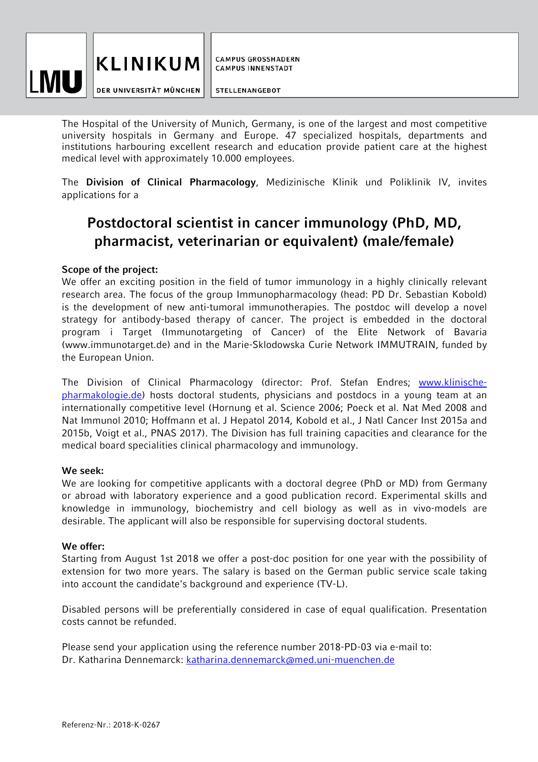LMU KLINIKUM DER UNIVERSITÄT MÜNCHEN

CAMPUS GROSSHADERN
CAMPUS INNENSTADT

STELLENANGEBOT

The Hospital of the University of Munich, Germany, is one of the largest and most competitive university hospitals in Germany and Europe. 47 specialized hospitals, departments and institutions harbouring excellent research and education provide patient care at the highest medical level with approximately 10.000 employees.

The **Division of Clinical Pharmacology**, Medizinische Klinik und Poliklinik IV, invites applications for a

# Postdoctoral scientist in cancer immunology (PhD, MD, pharmacist, veterinarian or equivalent) (male/female)

**Scope of the project:**
We offer an exciting position in the field of tumor immunology in a highly clinically relevant research area. The focus of the group Immunopharmacology (head: PD Dr. Sebastian Kobold) is the development of new anti-tumoral immunotherapies. The postdoc will develop a novel strategy for antibody-based therapy of cancer. The project is embedded in the doctoral program i Target (Immunotargeting of Cancer) of the Elite Network of Bavaria (www.immunotarget.de) and in the Marie-Sklodowska Curie Network IMMUTRAIN, funded by the European Union.

The Division of Clinical Pharmacology (director: Prof. Stefan Endres; [www.klinische-pharmakologie.de](www.klinische-pharmakologie.de)) hosts doctoral students, physicians and postdocs in a young team at an internationally competitive level (Hornung et al. Science 2006; Poeck et al. Nat Med 2008 and Nat Immunol 2010; Hoffmann et al. J Hepatol 2014, Kobold et al., J Natl Cancer Inst 2015a and 2015b, Voigt et al., PNAS 2017). The Division has full training capacities and clearance for the medical board specialities clinical pharmacology and immunology.

**We seek:**
We are looking for competitive applicants with a doctoral degree (PhD or MD) from Germany or abroad with laboratory experience and a good publication record. Experimental skills and knowledge in immunology, biochemistry and cell biology as well as in vivo-models are desirable. The applicant will also be responsible for supervising doctoral students.

**We offer:**
Starting from August 1st 2018 we offer a post-doc position for one year with the possibility of extension for two more years. The salary is based on the German public service scale taking into account the candidate's background and experience (TV-L).

Disabled persons will be preferentially considered in case of equal qualification. Presentation costs cannot be refunded.

Please send your application using the reference number 2018-PD-03 via e-mail to:
Dr. Katharina Dennemarck: [katharina.dennemarck@med.uni-muenchen.de](mailto:katharina.dennemarck@med.uni-muenchen.de)

Referenz-Nr.: 2018-K-0267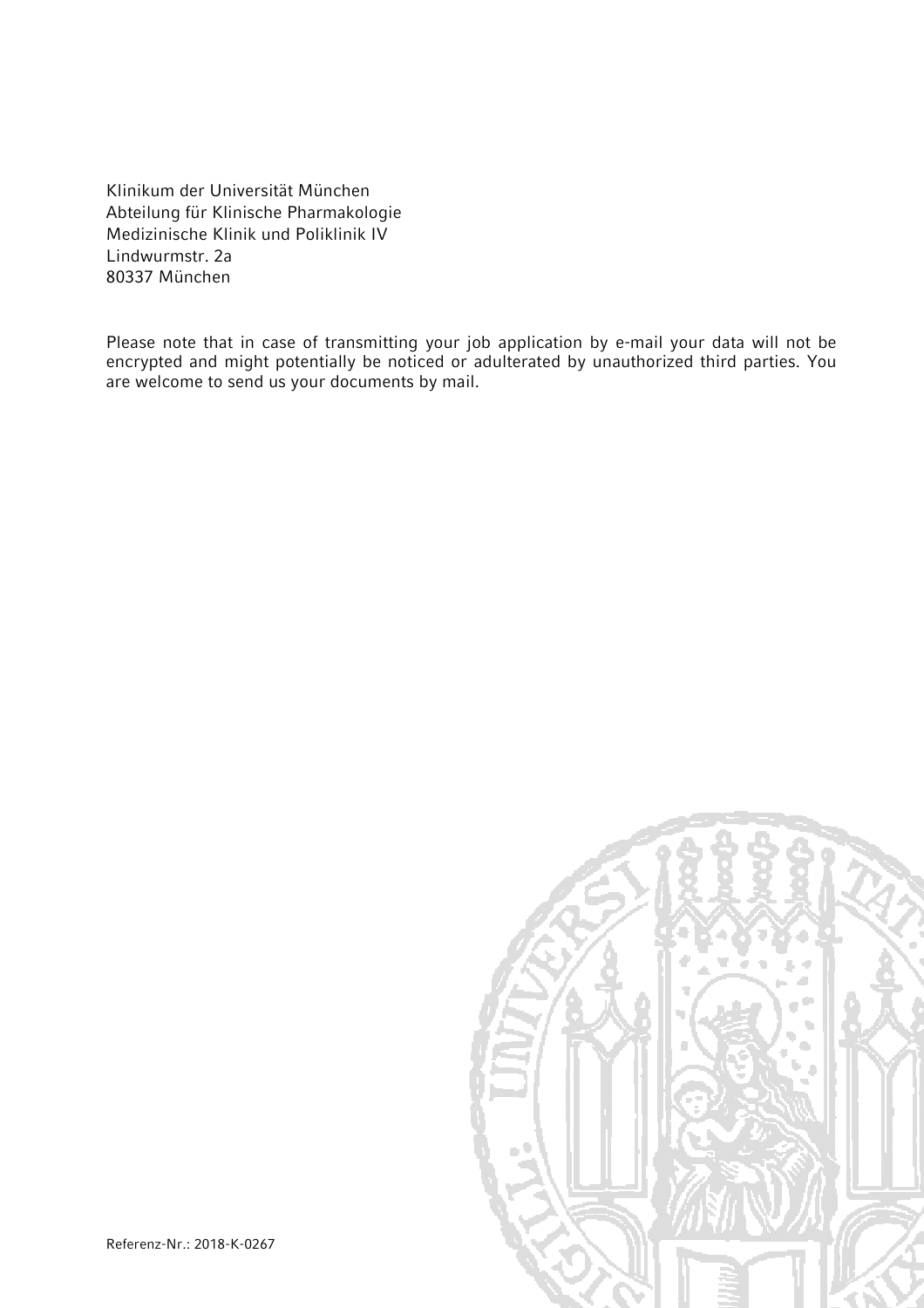Klinikum der Universität München
Abteilung für Klinische Pharmakologie
Medizinische Klinik und Poliklinik IV
Lindwurmstr. 2a
80337 München

Please note that in case of transmitting your job application by e-mail your data will not be encrypted and might potentially be noticed or adulterated by unauthorized third parties. You are welcome to send us your documents by mail.

Referenz-Nr.: 2018-K-0267